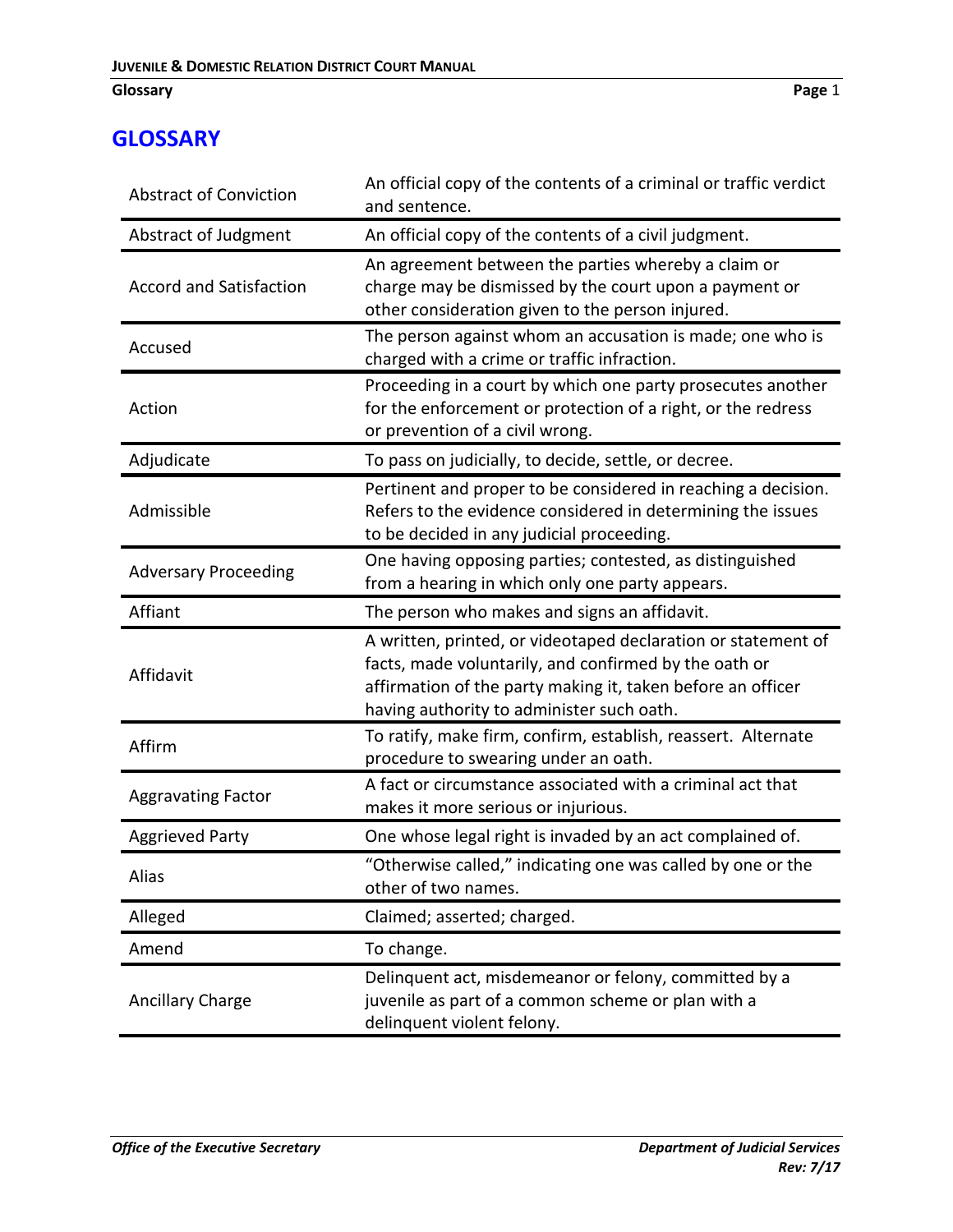# GLOSSARY

| Term | Definition |
| --- | --- |
| Abstract of Conviction | An official copy of the contents of a criminal or traffic verdict and sentence. |
| Abstract of Judgment | An official copy of the contents of a civil judgment. |
| Accord and Satisfaction | An agreement between the parties whereby a claim or charge may be dismissed by the court upon a payment or other consideration given to the person injured. |
| Accused | The person against whom an accusation is made; one who is charged with a crime or traffic infraction. |
| Action | Proceeding in a court by which one party prosecutes another for the enforcement or protection of a right, or the redress or prevention of a civil wrong. |
| Adjudicate | To pass on judicially, to decide, settle, or decree. |
| Admissible | Pertinent and proper to be considered in reaching a decision. Refers to the evidence considered in determining the issues to be decided in any judicial proceeding. |
| Adversary Proceeding | One having opposing parties; contested, as distinguished from a hearing in which only one party appears. |
| Affiant | The person who makes and signs an affidavit. |
| Affidavit | A written, printed, or videotaped declaration or statement of facts, made voluntarily, and confirmed by the oath or affirmation of the party making it, taken before an officer having authority to administer such oath. |
| Affirm | To ratify, make firm, confirm, establish, reassert. Alternate procedure to swearing under an oath. |
| Aggravating Factor | A fact or circumstance associated with a criminal act that makes it more serious or injurious. |
| Aggrieved Party | One whose legal right is invaded by an act complained of. |
| Alias | "Otherwise called," indicating one was called by one or the other of two names. |
| Alleged | Claimed; asserted; charged. |
| Amend | To change. |
| Ancillary Charge | Delinquent act, misdemeanor or felony, committed by a juvenile as part of a common scheme or plan with a delinquent violent felony. |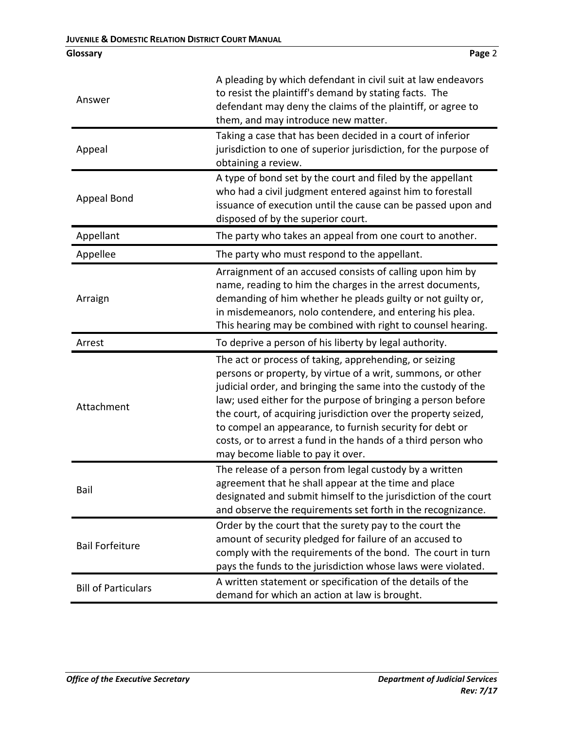| | |
|---|---|
| Answer | A pleading by which defendant in civil suit at law endeavors to resist the plaintiff's demand by stating facts. The defendant may deny the claims of the plaintiff, or agree to them, and may introduce new matter. |
| Appeal | Taking a case that has been decided in a court of inferior jurisdiction to one of superior jurisdiction, for the purpose of obtaining a review. |
| Appeal Bond | A type of bond set by the court and filed by the appellant who had a civil judgment entered against him to forestall issuance of execution until the cause can be passed upon and disposed of by the superior court. |
| Appellant | The party who takes an appeal from one court to another. |
| Appellee | The party who must respond to the appellant. |
| Arraign | Arraignment of an accused consists of calling upon him by name, reading to him the charges in the arrest documents, demanding of him whether he pleads guilty or not guilty or, in misdemeanors, nolo contendere, and entering his plea. This hearing may be combined with right to counsel hearing. |
| Arrest | To deprive a person of his liberty by legal authority. |
| Attachment | The act or process of taking, apprehending, or seizing persons or property, by virtue of a writ, summons, or other judicial order, and bringing the same into the custody of the law; used either for the purpose of bringing a person before the court, of acquiring jurisdiction over the property seized, to compel an appearance, to furnish security for debt or costs, or to arrest a fund in the hands of a third person who may become liable to pay it over. |
| Bail | The release of a person from legal custody by a written agreement that he shall appear at the time and place designated and submit himself to the jurisdiction of the court and observe the requirements set forth in the recognizance. |
| Bail Forfeiture | Order by the court that the surety pay to the court the amount of security pledged for failure of an accused to comply with the requirements of the bond. The court in turn pays the funds to the jurisdiction whose laws were violated. |
| Bill of Particulars | A written statement or specification of the details of the demand for which an action at law is brought. |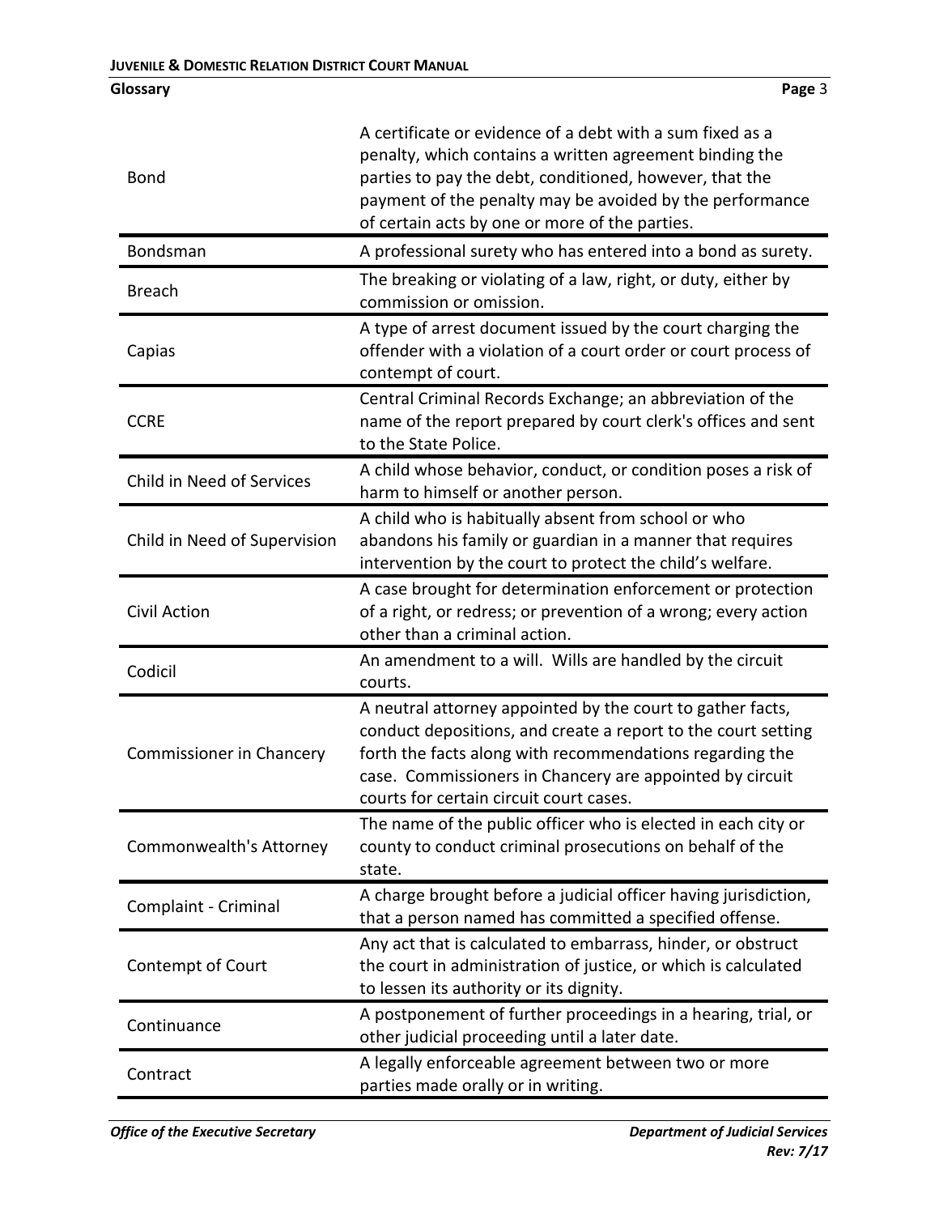| | |
|---|---|
| Bond | A certificate or evidence of a debt with a sum fixed as a penalty, which contains a written agreement binding the parties to pay the debt, conditioned, however, that the payment of the penalty may be avoided by the performance of certain acts by one or more of the parties. |
| Bondsman | A professional surety who has entered into a bond as surety. |
| Breach | The breaking or violating of a law, right, or duty, either by commission or omission. |
| Capias | A type of arrest document issued by the court charging the offender with a violation of a court order or court process of contempt of court. |
| CCRE | Central Criminal Records Exchange; an abbreviation of the name of the report prepared by court clerk's offices and sent to the State Police. |
| Child in Need of Services | A child whose behavior, conduct, or condition poses a risk of harm to himself or another person. |
| Child in Need of Supervision | A child who is habitually absent from school or who abandons his family or guardian in a manner that requires intervention by the court to protect the child's welfare. |
| Civil Action | A case brought for determination enforcement or protection of a right, or redress; or prevention of a wrong; every action other than a criminal action. |
| Codicil | An amendment to a will. Wills are handled by the circuit courts. |
| Commissioner in Chancery | A neutral attorney appointed by the court to gather facts, conduct depositions, and create a report to the court setting forth the facts along with recommendations regarding the case. Commissioners in Chancery are appointed by circuit courts for certain circuit court cases. |
| Commonwealth's Attorney | The name of the public officer who is elected in each city or county to conduct criminal prosecutions on behalf of the state. |
| Complaint - Criminal | A charge brought before a judicial officer having jurisdiction, that a person named has committed a specified offense. |
| Contempt of Court | Any act that is calculated to embarrass, hinder, or obstruct the court in administration of justice, or which is calculated to lessen its authority or its dignity. |
| Continuance | A postponement of further proceedings in a hearing, trial, or other judicial proceeding until a later date. |
| Contract | A legally enforceable agreement between two or more parties made orally or in writing. |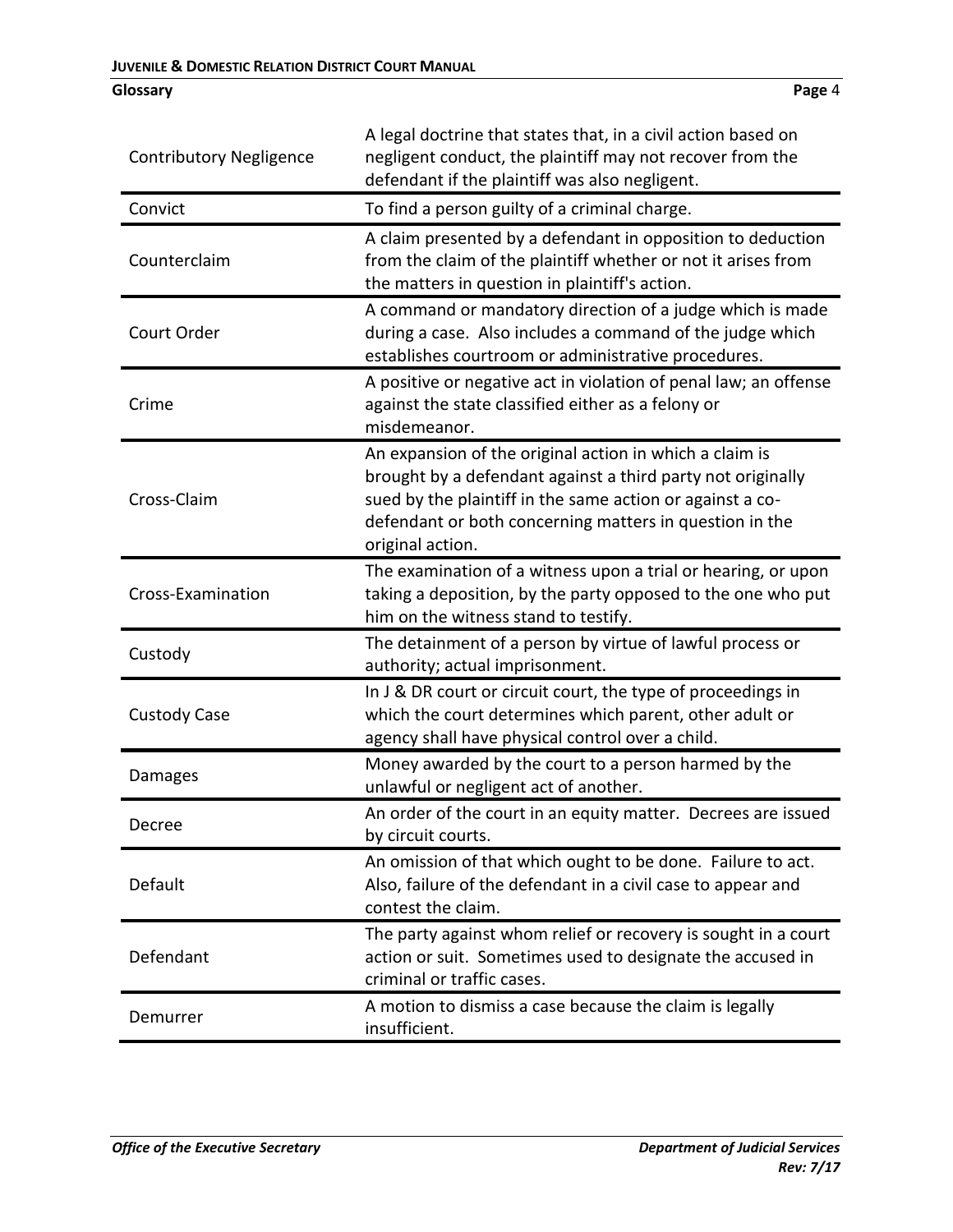| Term | Definition |
|---|---|
| Contributory Negligence | A legal doctrine that states that, in a civil action based on negligent conduct, the plaintiff may not recover from the defendant if the plaintiff was also negligent. |
| Convict | To find a person guilty of a criminal charge. |
| Counterclaim | A claim presented by a defendant in opposition to deduction from the claim of the plaintiff whether or not it arises from the matters in question in plaintiff's action. |
| Court Order | A command or mandatory direction of a judge which is made during a case. Also includes a command of the judge which establishes courtroom or administrative procedures. |
| Crime | A positive or negative act in violation of penal law; an offense against the state classified either as a felony or misdemeanor. |
| Cross-Claim | An expansion of the original action in which a claim is brought by a defendant against a third party not originally sued by the plaintiff in the same action or against a co-defendant or both concerning matters in question in the original action. |
| Cross-Examination | The examination of a witness upon a trial or hearing, or upon taking a deposition, by the party opposed to the one who put him on the witness stand to testify. |
| Custody | The detainment of a person by virtue of lawful process or authority; actual imprisonment. |
| Custody Case | In J & DR court or circuit court, the type of proceedings in which the court determines which parent, other adult or agency shall have physical control over a child. |
| Damages | Money awarded by the court to a person harmed by the unlawful or negligent act of another. |
| Decree | An order of the court in an equity matter. Decrees are issued by circuit courts. |
| Default | An omission of that which ought to be done. Failure to act. Also, failure of the defendant in a civil case to appear and contest the claim. |
| Defendant | The party against whom relief or recovery is sought in a court action or suit. Sometimes used to designate the accused in criminal or traffic cases. |
| Demurrer | A motion to dismiss a case because the claim is legally insufficient. |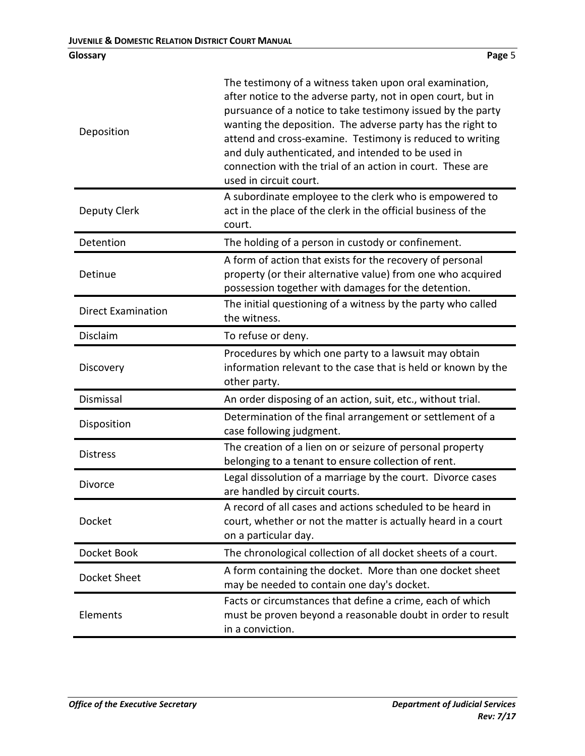| | |
|---|---|
| Deposition | The testimony of a witness taken upon oral examination, after notice to the adverse party, not in open court, but in pursuance of a notice to take testimony issued by the party wanting the deposition. The adverse party has the right to attend and cross-examine. Testimony is reduced to writing and duly authenticated, and intended to be used in connection with the trial of an action in court. These are used in circuit court. |
| Deputy Clerk | A subordinate employee to the clerk who is empowered to act in the place of the clerk in the official business of the court. |
| Detention | The holding of a person in custody or confinement. |
| Detinue | A form of action that exists for the recovery of personal property (or their alternative value) from one who acquired possession together with damages for the detention. |
| Direct Examination | The initial questioning of a witness by the party who called the witness. |
| Disclaim | To refuse or deny. |
| Discovery | Procedures by which one party to a lawsuit may obtain information relevant to the case that is held or known by the other party. |
| Dismissal | An order disposing of an action, suit, etc., without trial. |
| Disposition | Determination of the final arrangement or settlement of a case following judgment. |
| Distress | The creation of a lien on or seizure of personal property belonging to a tenant to ensure collection of rent. |
| Divorce | Legal dissolution of a marriage by the court. Divorce cases are handled by circuit courts. |
| Docket | A record of all cases and actions scheduled to be heard in court, whether or not the matter is actually heard in a court on a particular day. |
| Docket Book | The chronological collection of all docket sheets of a court. |
| Docket Sheet | A form containing the docket. More than one docket sheet may be needed to contain one day's docket. |
| Elements | Facts or circumstances that define a crime, each of which must be proven beyond a reasonable doubt in order to result in a conviction. |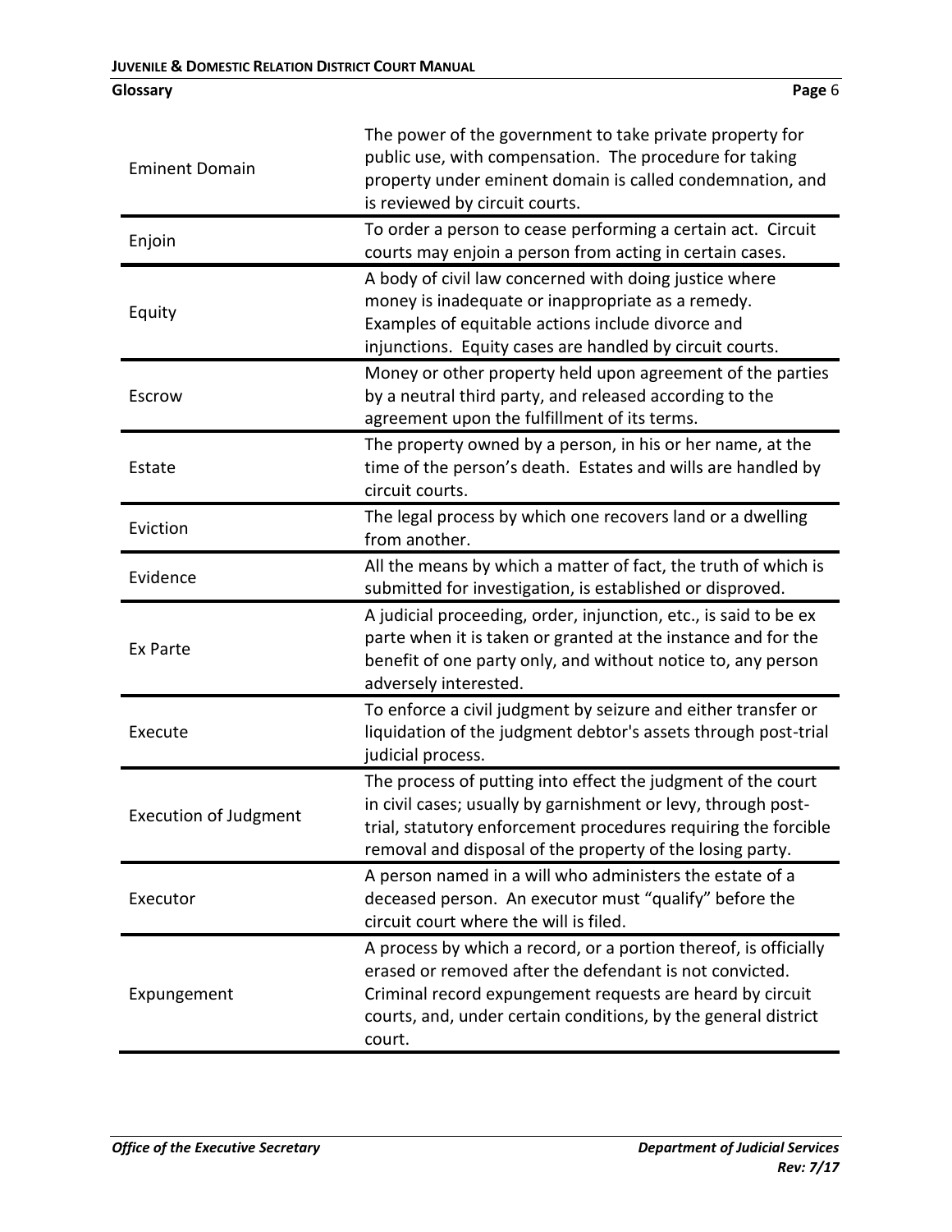| Term | Definition |
|---|---|
| Eminent Domain | The power of the government to take private property for public use, with compensation. The procedure for taking property under eminent domain is called condemnation, and is reviewed by circuit courts. |
| Enjoin | To order a person to cease performing a certain act. Circuit courts may enjoin a person from acting in certain cases. |
| Equity | A body of civil law concerned with doing justice where money is inadequate or inappropriate as a remedy. Examples of equitable actions include divorce and injunctions. Equity cases are handled by circuit courts. |
| Escrow | Money or other property held upon agreement of the parties by a neutral third party, and released according to the agreement upon the fulfillment of its terms. |
| Estate | The property owned by a person, in his or her name, at the time of the person's death. Estates and wills are handled by circuit courts. |
| Eviction | The legal process by which one recovers land or a dwelling from another. |
| Evidence | All the means by which a matter of fact, the truth of which is submitted for investigation, is established or disproved. |
| Ex Parte | A judicial proceeding, order, injunction, etc., is said to be ex parte when it is taken or granted at the instance and for the benefit of one party only, and without notice to, any person adversely interested. |
| Execute | To enforce a civil judgment by seizure and either transfer or liquidation of the judgment debtor's assets through post-trial judicial process. |
| Execution of Judgment | The process of putting into effect the judgment of the court in civil cases; usually by garnishment or levy, through post-trial, statutory enforcement procedures requiring the forcible removal and disposal of the property of the losing party. |
| Executor | A person named in a will who administers the estate of a deceased person. An executor must "qualify" before the circuit court where the will is filed. |
| Expungement | A process by which a record, or a portion thereof, is officially erased or removed after the defendant is not convicted. Criminal record expungement requests are heard by circuit courts, and, under certain conditions, by the general district court. |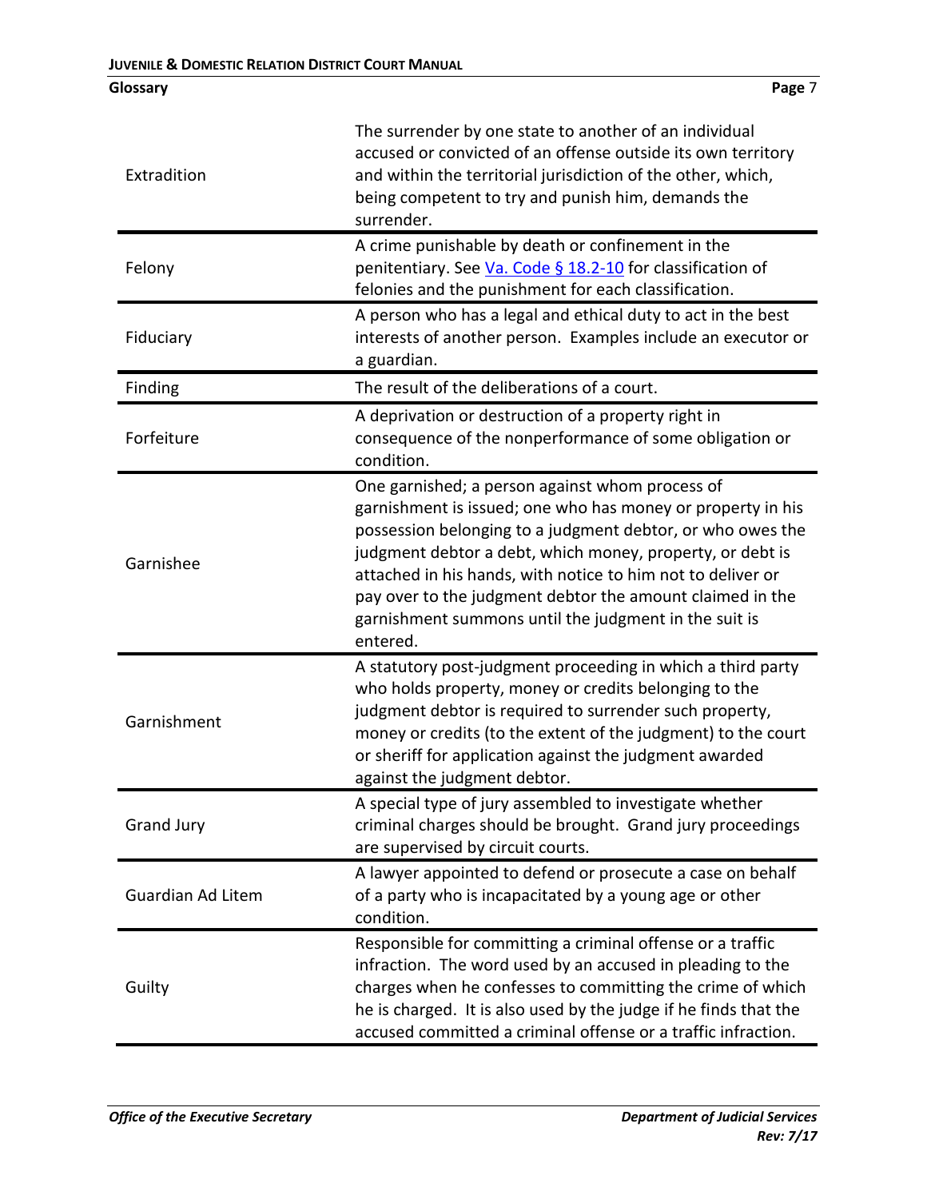| Term | Definition |
| --- | --- |
| Extradition | The surrender by one state to another of an individual accused or convicted of an offense outside its own territory and within the territorial jurisdiction of the other, which, being competent to try and punish him, demands the surrender. |
| Felony | A crime punishable by death or confinement in the penitentiary. See [Va. Code § 18.2-10]() for classification of felonies and the punishment for each classification. |
| Fiduciary | A person who has a legal and ethical duty to act in the best interests of another person. Examples include an executor or a guardian. |
| Finding | The result of the deliberations of a court. |
| Forfeiture | A deprivation or destruction of a property right in consequence of the nonperformance of some obligation or condition. |
| Garnishee | One garnished; a person against whom process of garnishment is issued; one who has money or property in his possession belonging to a judgment debtor, or who owes the judgment debtor a debt, which money, property, or debt is attached in his hands, with notice to him not to deliver or pay over to the judgment debtor the amount claimed in the garnishment summons until the judgment in the suit is entered. |
| Garnishment | A statutory post-judgment proceeding in which a third party who holds property, money or credits belonging to the judgment debtor is required to surrender such property, money or credits (to the extent of the judgment) to the court or sheriff for application against the judgment awarded against the judgment debtor. |
| Grand Jury | A special type of jury assembled to investigate whether criminal charges should be brought. Grand jury proceedings are supervised by circuit courts. |
| Guardian Ad Litem | A lawyer appointed to defend or prosecute a case on behalf of a party who is incapacitated by a young age or other condition. |
| Guilty | Responsible for committing a criminal offense or a traffic infraction. The word used by an accused in pleading to the charges when he confesses to committing the crime of which he is charged. It is also used by the judge if he finds that the accused committed a criminal offense or a traffic infraction. |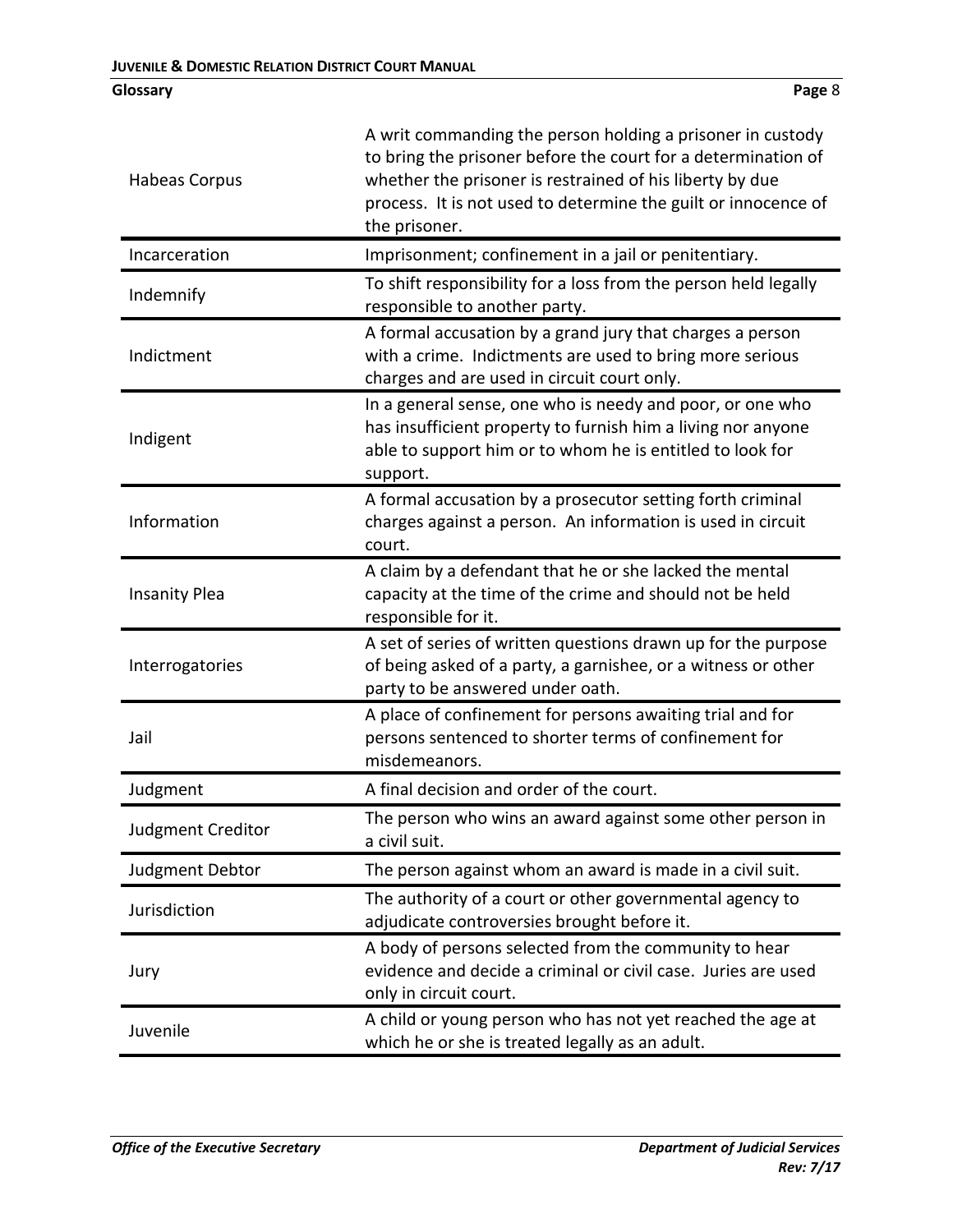| | |
|---|---|
| Habeas Corpus | A writ commanding the person holding a prisoner in custody to bring the prisoner before the court for a determination of whether the prisoner is restrained of his liberty by due process. It is not used to determine the guilt or innocence of the prisoner. |
| Incarceration | Imprisonment; confinement in a jail or penitentiary. |
| Indemnify | To shift responsibility for a loss from the person held legally responsible to another party. |
| Indictment | A formal accusation by a grand jury that charges a person with a crime. Indictments are used to bring more serious charges and are used in circuit court only. |
| Indigent | In a general sense, one who is needy and poor, or one who has insufficient property to furnish him a living nor anyone able to support him or to whom he is entitled to look for support. |
| Information | A formal accusation by a prosecutor setting forth criminal charges against a person. An information is used in circuit court. |
| Insanity Plea | A claim by a defendant that he or she lacked the mental capacity at the time of the crime and should not be held responsible for it. |
| Interrogatories | A set of series of written questions drawn up for the purpose of being asked of a party, a garnishee, or a witness or other party to be answered under oath. |
| Jail | A place of confinement for persons awaiting trial and for persons sentenced to shorter terms of confinement for misdemeanors. |
| Judgment | A final decision and order of the court. |
| Judgment Creditor | The person who wins an award against some other person in a civil suit. |
| Judgment Debtor | The person against whom an award is made in a civil suit. |
| Jurisdiction | The authority of a court or other governmental agency to adjudicate controversies brought before it. |
| Jury | A body of persons selected from the community to hear evidence and decide a criminal or civil case. Juries are used only in circuit court. |
| Juvenile | A child or young person who has not yet reached the age at which he or she is treated legally as an adult. |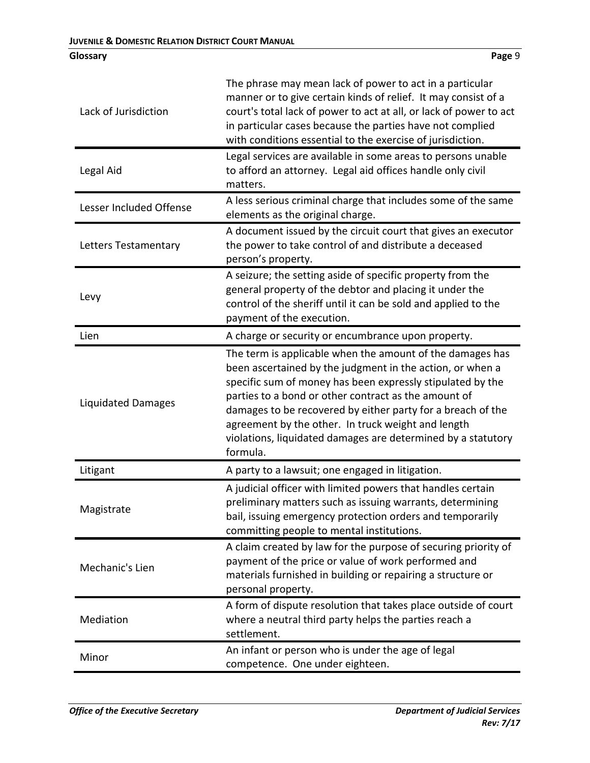| | |
|---|---|
| Lack of Jurisdiction | The phrase may mean lack of power to act in a particular manner or to give certain kinds of relief. It may consist of a court's total lack of power to act at all, or lack of power to act in particular cases because the parties have not complied with conditions essential to the exercise of jurisdiction. |
| Legal Aid | Legal services are available in some areas to persons unable to afford an attorney. Legal aid offices handle only civil matters. |
| Lesser Included Offense | A less serious criminal charge that includes some of the same elements as the original charge. |
| Letters Testamentary | A document issued by the circuit court that gives an executor the power to take control of and distribute a deceased person's property. |
| Levy | A seizure; the setting aside of specific property from the general property of the debtor and placing it under the control of the sheriff until it can be sold and applied to the payment of the execution. |
| Lien | A charge or security or encumbrance upon property. |
| Liquidated Damages | The term is applicable when the amount of the damages has been ascertained by the judgment in the action, or when a specific sum of money has been expressly stipulated by the parties to a bond or other contract as the amount of damages to be recovered by either party for a breach of the agreement by the other. In truck weight and length violations, liquidated damages are determined by a statutory formula. |
| Litigant | A party to a lawsuit; one engaged in litigation. |
| Magistrate | A judicial officer with limited powers that handles certain preliminary matters such as issuing warrants, determining bail, issuing emergency protection orders and temporarily committing people to mental institutions. |
| Mechanic's Lien | A claim created by law for the purpose of securing priority of payment of the price or value of work performed and materials furnished in building or repairing a structure or personal property. |
| Mediation | A form of dispute resolution that takes place outside of court where a neutral third party helps the parties reach a settlement. |
| Minor | An infant or person who is under the age of legal competence. One under eighteen. |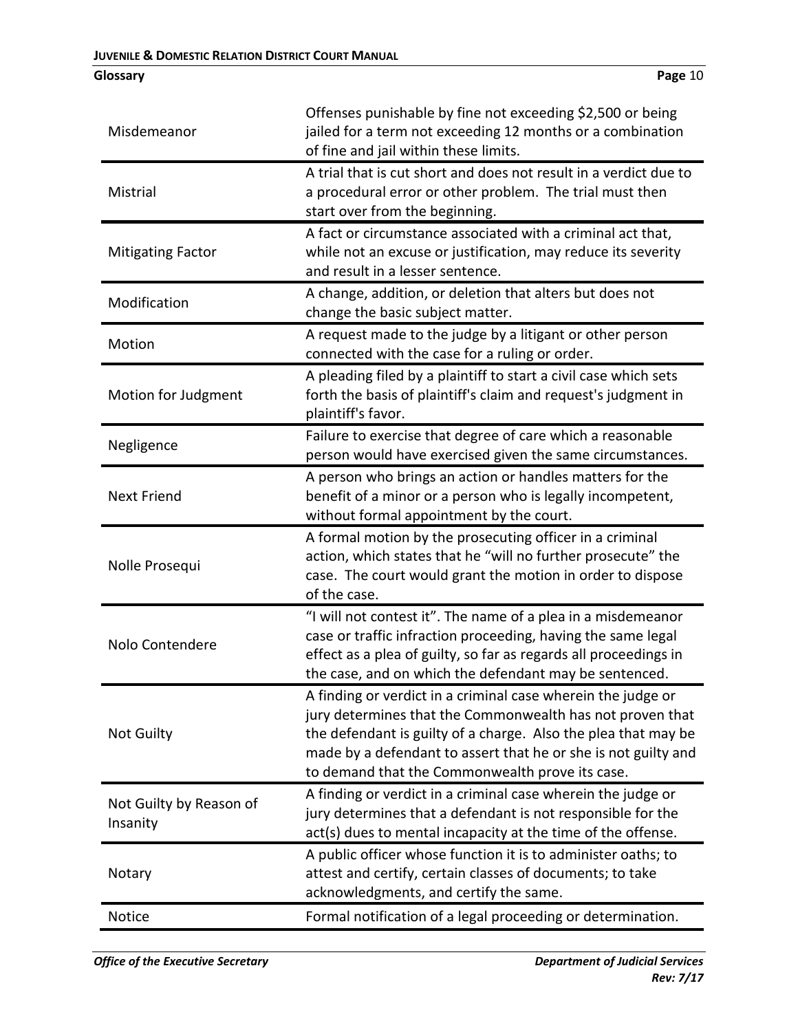| | |
|---|---|
| Misdemeanor | Offenses punishable by fine not exceeding $2,500 or being jailed for a term not exceeding 12 months or a combination of fine and jail within these limits. |
| Mistrial | A trial that is cut short and does not result in a verdict due to a procedural error or other problem. The trial must then start over from the beginning. |
| Mitigating Factor | A fact or circumstance associated with a criminal act that, while not an excuse or justification, may reduce its severity and result in a lesser sentence. |
| Modification | A change, addition, or deletion that alters but does not change the basic subject matter. |
| Motion | A request made to the judge by a litigant or other person connected with the case for a ruling or order. |
| Motion for Judgment | A pleading filed by a plaintiff to start a civil case which sets forth the basis of plaintiff's claim and request's judgment in plaintiff's favor. |
| Negligence | Failure to exercise that degree of care which a reasonable person would have exercised given the same circumstances. |
| Next Friend | A person who brings an action or handles matters for the benefit of a minor or a person who is legally incompetent, without formal appointment by the court. |
| Nolle Prosequi | A formal motion by the prosecuting officer in a criminal action, which states that he "will no further prosecute" the case. The court would grant the motion in order to dispose of the case. |
| Nolo Contendere | "I will not contest it". The name of a plea in a misdemeanor case or traffic infraction proceeding, having the same legal effect as a plea of guilty, so far as regards all proceedings in the case, and on which the defendant may be sentenced. |
| Not Guilty | A finding or verdict in a criminal case wherein the judge or jury determines that the Commonwealth has not proven that the defendant is guilty of a charge. Also the plea that may be made by a defendant to assert that he or she is not guilty and to demand that the Commonwealth prove its case. |
| Not Guilty by Reason of Insanity | A finding or verdict in a criminal case wherein the judge or jury determines that a defendant is not responsible for the act(s) dues to mental incapacity at the time of the offense. |
| Notary | A public officer whose function it is to administer oaths; to attest and certify, certain classes of documents; to take acknowledgments, and certify the same. |
| Notice | Formal notification of a legal proceeding or determination. |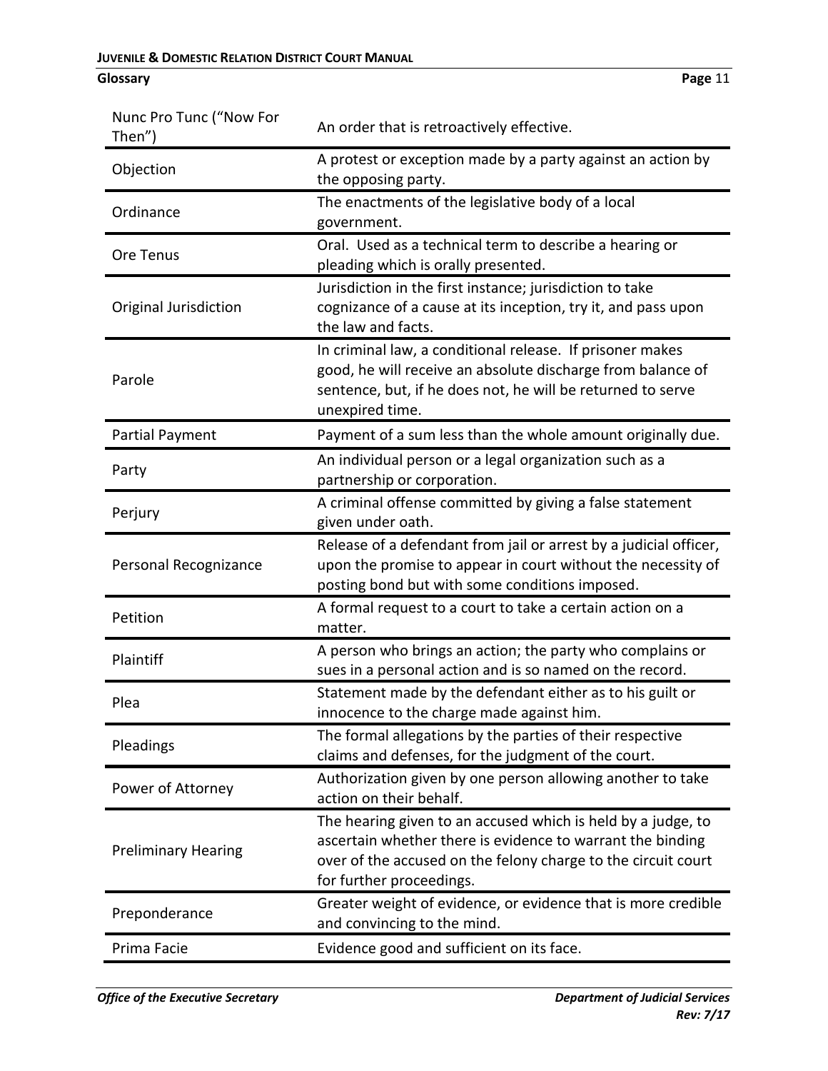| Term | Definition |
|---|---|
| Nunc Pro Tunc ("Now For Then") | An order that is retroactively effective. |
| Objection | A protest or exception made by a party against an action by the opposing party. |
| Ordinance | The enactments of the legislative body of a local government. |
| Ore Tenus | Oral. Used as a technical term to describe a hearing or pleading which is orally presented. |
| Original Jurisdiction | Jurisdiction in the first instance; jurisdiction to take cognizance of a cause at its inception, try it, and pass upon the law and facts. |
| Parole | In criminal law, a conditional release. If prisoner makes good, he will receive an absolute discharge from balance of sentence, but, if he does not, he will be returned to serve unexpired time. |
| Partial Payment | Payment of a sum less than the whole amount originally due. |
| Party | An individual person or a legal organization such as a partnership or corporation. |
| Perjury | A criminal offense committed by giving a false statement given under oath. |
| Personal Recognizance | Release of a defendant from jail or arrest by a judicial officer, upon the promise to appear in court without the necessity of posting bond but with some conditions imposed. |
| Petition | A formal request to a court to take a certain action on a matter. |
| Plaintiff | A person who brings an action; the party who complains or sues in a personal action and is so named on the record. |
| Plea | Statement made by the defendant either as to his guilt or innocence to the charge made against him. |
| Pleadings | The formal allegations by the parties of their respective claims and defenses, for the judgment of the court. |
| Power of Attorney | Authorization given by one person allowing another to take action on their behalf. |
| Preliminary Hearing | The hearing given to an accused which is held by a judge, to ascertain whether there is evidence to warrant the binding over of the accused on the felony charge to the circuit court for further proceedings. |
| Preponderance | Greater weight of evidence, or evidence that is more credible and convincing to the mind. |
| Prima Facie | Evidence good and sufficient on its face. |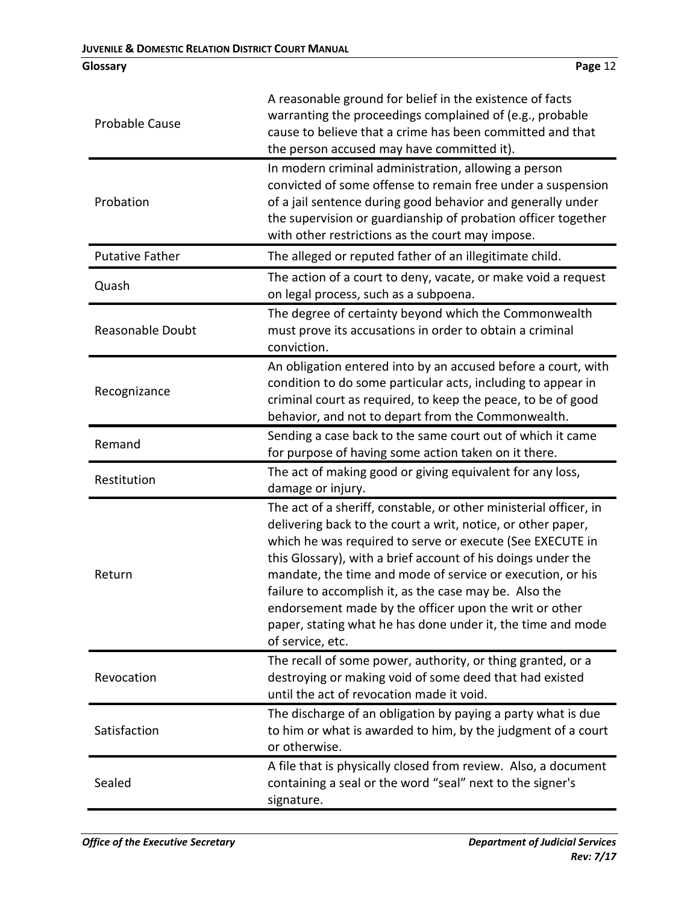| Term | Definition |
|---|---|
| Probable Cause | A reasonable ground for belief in the existence of facts warranting the proceedings complained of (e.g., probable cause to believe that a crime has been committed and that the person accused may have committed it). |
| Probation | In modern criminal administration, allowing a person convicted of some offense to remain free under a suspension of a jail sentence during good behavior and generally under the supervision or guardianship of probation officer together with other restrictions as the court may impose. |
| Putative Father | The alleged or reputed father of an illegitimate child. |
| Quash | The action of a court to deny, vacate, or make void a request on legal process, such as a subpoena. |
| Reasonable Doubt | The degree of certainty beyond which the Commonwealth must prove its accusations in order to obtain a criminal conviction. |
| Recognizance | An obligation entered into by an accused before a court, with condition to do some particular acts, including to appear in criminal court as required, to keep the peace, to be of good behavior, and not to depart from the Commonwealth. |
| Remand | Sending a case back to the same court out of which it came for purpose of having some action taken on it there. |
| Restitution | The act of making good or giving equivalent for any loss, damage or injury. |
| Return | The act of a sheriff, constable, or other ministerial officer, in delivering back to the court a writ, notice, or other paper, which he was required to serve or execute (See EXECUTE in this Glossary), with a brief account of his doings under the mandate, the time and mode of service or execution, or his failure to accomplish it, as the case may be. Also the endorsement made by the officer upon the writ or other paper, stating what he has done under it, the time and mode of service, etc. |
| Revocation | The recall of some power, authority, or thing granted, or a destroying or making void of some deed that had existed until the act of revocation made it void. |
| Satisfaction | The discharge of an obligation by paying a party what is due to him or what is awarded to him, by the judgment of a court or otherwise. |
| Sealed | A file that is physically closed from review. Also, a document containing a seal or the word "seal" next to the signer's signature. |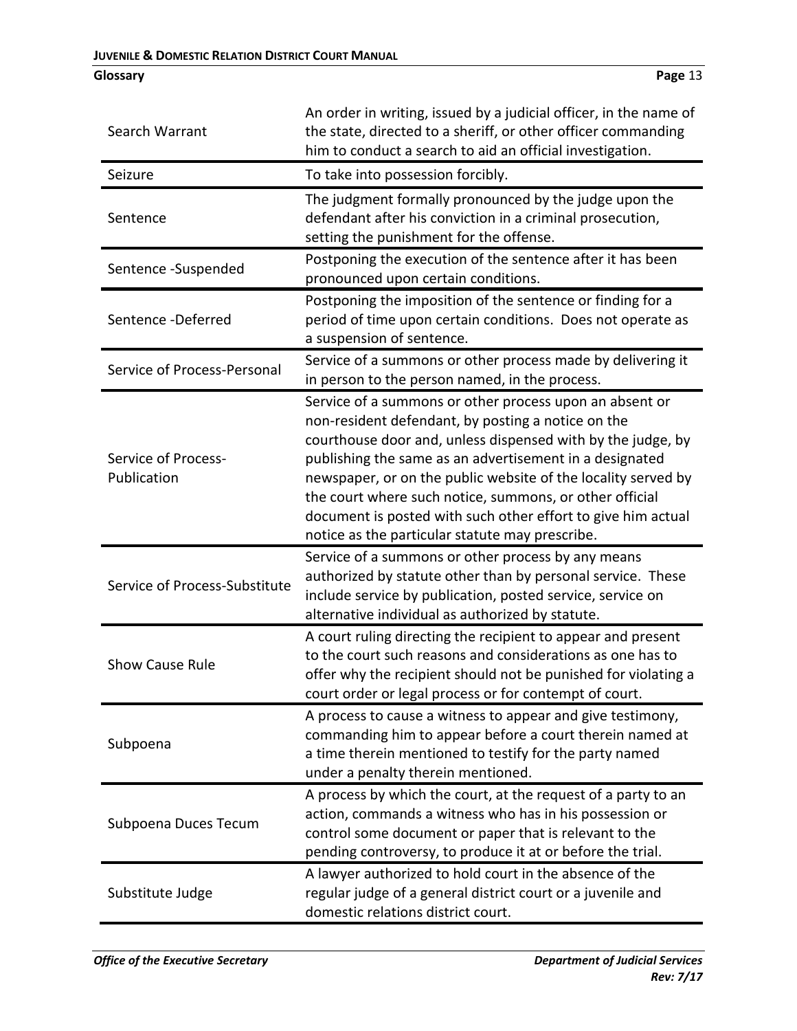| | |
|---|---|
| Search Warrant | An order in writing, issued by a judicial officer, in the name of the state, directed to a sheriff, or other officer commanding him to conduct a search to aid an official investigation. |
| Seizure | To take into possession forcibly. |
| Sentence | The judgment formally pronounced by the judge upon the defendant after his conviction in a criminal prosecution, setting the punishment for the offense. |
| Sentence -Suspended | Postponing the execution of the sentence after it has been pronounced upon certain conditions. |
| Sentence -Deferred | Postponing the imposition of the sentence or finding for a period of time upon certain conditions. Does not operate as a suspension of sentence. |
| Service of Process-Personal | Service of a summons or other process made by delivering it in person to the person named, in the process. |
| Service of Process-Publication | Service of a summons or other process upon an absent or non-resident defendant, by posting a notice on the courthouse door and, unless dispensed with by the judge, by publishing the same as an advertisement in a designated newspaper, or on the public website of the locality served by the court where such notice, summons, or other official document is posted with such other effort to give him actual notice as the particular statute may prescribe. |
| Service of Process-Substitute | Service of a summons or other process by any means authorized by statute other than by personal service. These include service by publication, posted service, service on alternative individual as authorized by statute. |
| Show Cause Rule | A court ruling directing the recipient to appear and present to the court such reasons and considerations as one has to offer why the recipient should not be punished for violating a court order or legal process or for contempt of court. |
| Subpoena | A process to cause a witness to appear and give testimony, commanding him to appear before a court therein named at a time therein mentioned to testify for the party named under a penalty therein mentioned. |
| Subpoena Duces Tecum | A process by which the court, at the request of a party to an action, commands a witness who has in his possession or control some document or paper that is relevant to the pending controversy, to produce it at or before the trial. |
| Substitute Judge | A lawyer authorized to hold court in the absence of the regular judge of a general district court or a juvenile and domestic relations district court. |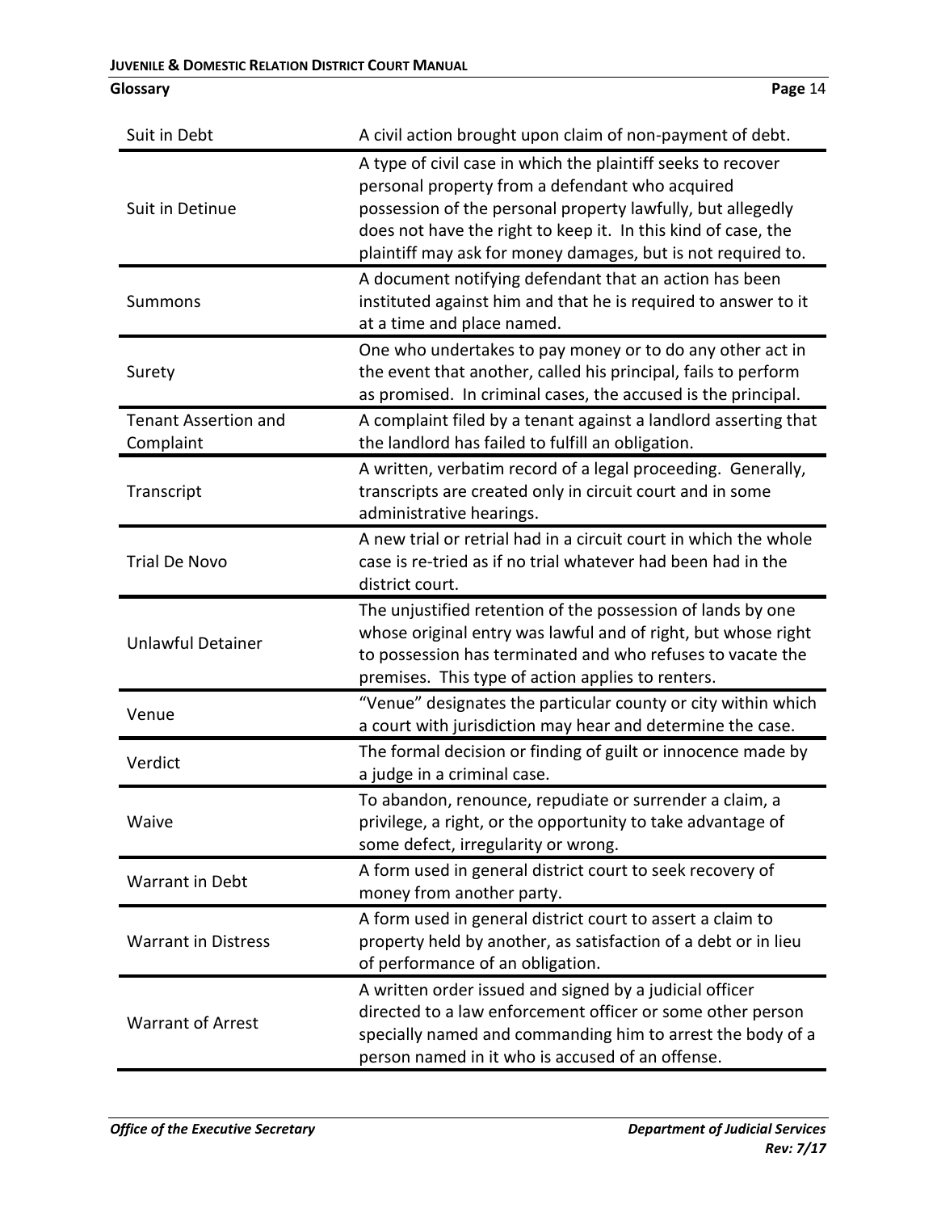| | |
|---|---|
| Suit in Debt | A civil action brought upon claim of non-payment of debt. |
| Suit in Detinue | A type of civil case in which the plaintiff seeks to recover personal property from a defendant who acquired possession of the personal property lawfully, but allegedly does not have the right to keep it. In this kind of case, the plaintiff may ask for money damages, but is not required to. |
| Summons | A document notifying defendant that an action has been instituted against him and that he is required to answer to it at a time and place named. |
| Surety | One who undertakes to pay money or to do any other act in the event that another, called his principal, fails to perform as promised. In criminal cases, the accused is the principal. |
| Tenant Assertion and Complaint | A complaint filed by a tenant against a landlord asserting that the landlord has failed to fulfill an obligation. |
| Transcript | A written, verbatim record of a legal proceeding. Generally, transcripts are created only in circuit court and in some administrative hearings. |
| Trial De Novo | A new trial or retrial had in a circuit court in which the whole case is re-tried as if no trial whatever had been had in the district court. |
| Unlawful Detainer | The unjustified retention of the possession of lands by one whose original entry was lawful and of right, but whose right to possession has terminated and who refuses to vacate the premises. This type of action applies to renters. |
| Venue | "Venue" designates the particular county or city within which a court with jurisdiction may hear and determine the case. |
| Verdict | The formal decision or finding of guilt or innocence made by a judge in a criminal case. |
| Waive | To abandon, renounce, repudiate or surrender a claim, a privilege, a right, or the opportunity to take advantage of some defect, irregularity or wrong. |
| Warrant in Debt | A form used in general district court to seek recovery of money from another party. |
| Warrant in Distress | A form used in general district court to assert a claim to property held by another, as satisfaction of a debt or in lieu of performance of an obligation. |
| Warrant of Arrest | A written order issued and signed by a judicial officer directed to a law enforcement officer or some other person specially named and commanding him to arrest the body of a person named in it who is accused of an offense. |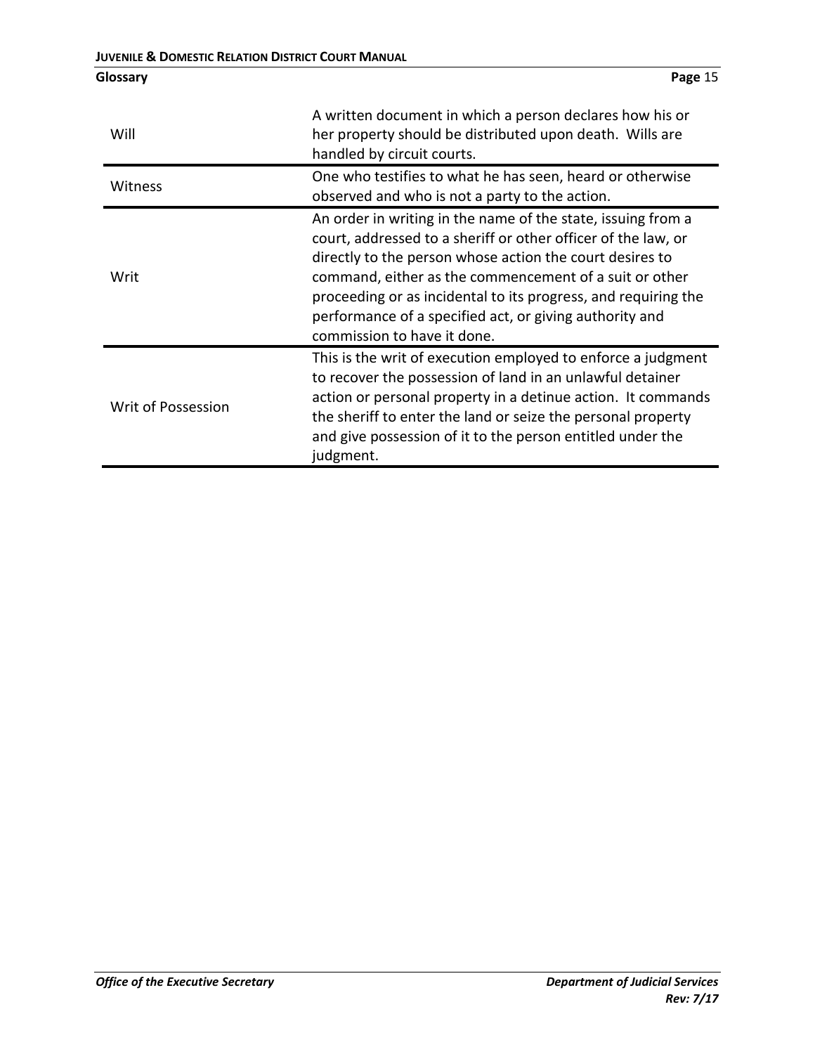| | |
|---|---|
| Will | A written document in which a person declares how his or her property should be distributed upon death. Wills are handled by circuit courts. |
| Witness | One who testifies to what he has seen, heard or otherwise observed and who is not a party to the action. |
| Writ | An order in writing in the name of the state, issuing from a court, addressed to a sheriff or other officer of the law, or directly to the person whose action the court desires to command, either as the commencement of a suit or other proceeding or as incidental to its progress, and requiring the performance of a specified act, or giving authority and commission to have it done. |
| Writ of Possession | This is the writ of execution employed to enforce a judgment to recover the possession of land in an unlawful detainer action or personal property in a detinue action. It commands the sheriff to enter the land or seize the personal property and give possession of it to the person entitled under the judgment. |